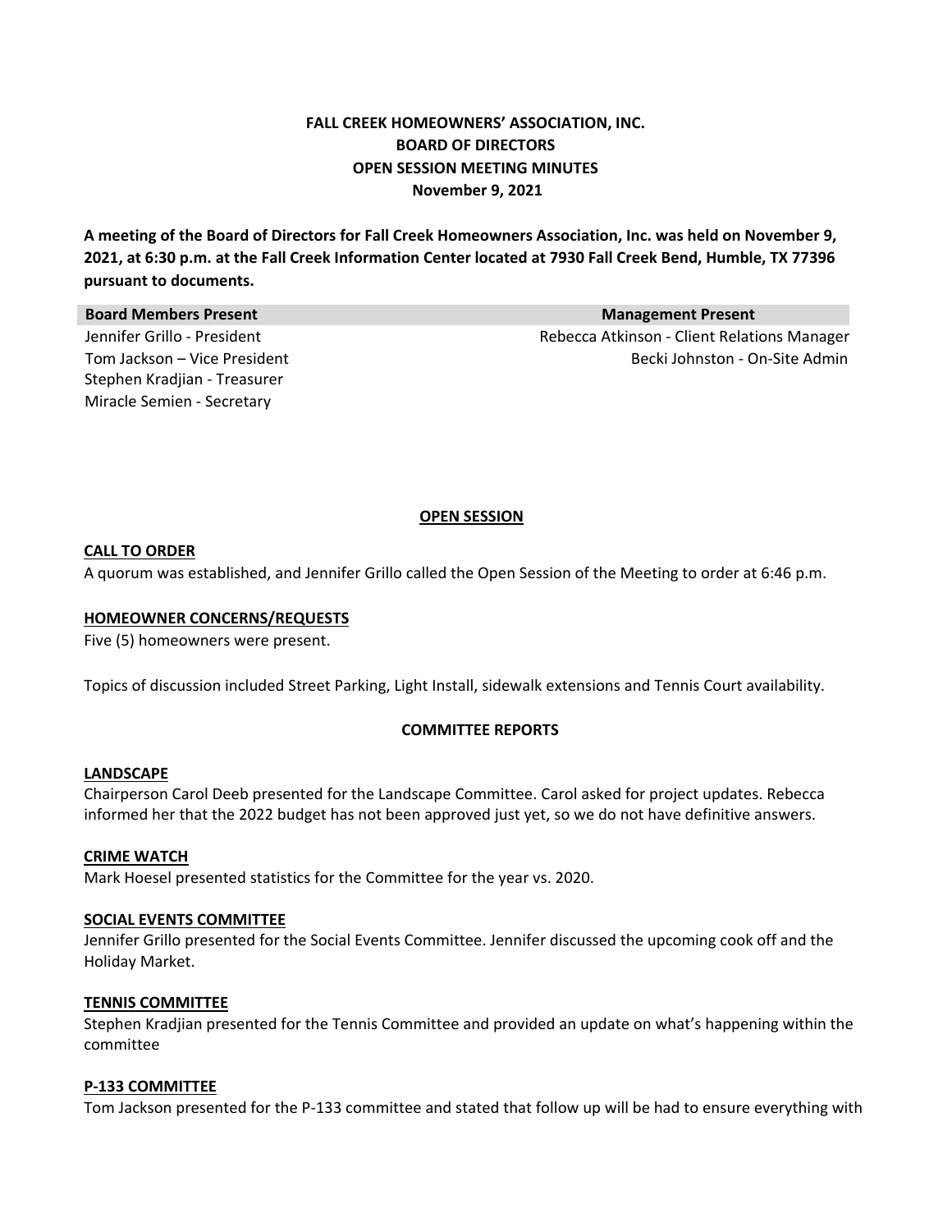# FALL CREEK HOMEOWNERS' ASSOCIATION, INC.
## BOARD OF DIRECTORS
## OPEN SESSION MEETING MINUTES
## November 9, 2021

**A meeting of the Board of Directors for Fall Creek Homeowners Association, Inc. was held on November 9, 2021, at 6:30 p.m. at the Fall Creek Information Center located at 7930 Fall Creek Bend, Humble, TX 77396 pursuant to documents.**

| Board Members Present | Management Present |
|---|---|
| Jennifer Grillo - President | Rebecca Atkinson - Client Relations Manager |
| Tom Jackson – Vice President | Becki Johnston - On-Site Admin |
| Stephen Kradjian - Treasurer | |
| Miracle Semien - Secretary | |

### OPEN SESSION

**CALL TO ORDER**

A quorum was established, and Jennifer Grillo called the Open Session of the Meeting to order at 6:46 p.m.

**HOMEOWNER CONCERNS/REQUESTS**

Five (5) homeowners were present.

Topics of discussion included Street Parking, Light Install, sidewalk extensions and Tennis Court availability.

### COMMITTEE REPORTS

**LANDSCAPE**

Chairperson Carol Deeb presented for the Landscape Committee. Carol asked for project updates. Rebecca informed her that the 2022 budget has not been approved just yet, so we do not have definitive answers.

**CRIME WATCH**

Mark Hoesel presented statistics for the Committee for the year vs. 2020.

**SOCIAL EVENTS COMMITTEE**

Jennifer Grillo presented for the Social Events Committee. Jennifer discussed the upcoming cook off and the Holiday Market.

**TENNIS COMMITTEE**

Stephen Kradjian presented for the Tennis Committee and provided an update on what's happening within the committee

**P-133 COMMITTEE**

Tom Jackson presented for the P-133 committee and stated that follow up will be had to ensure everything with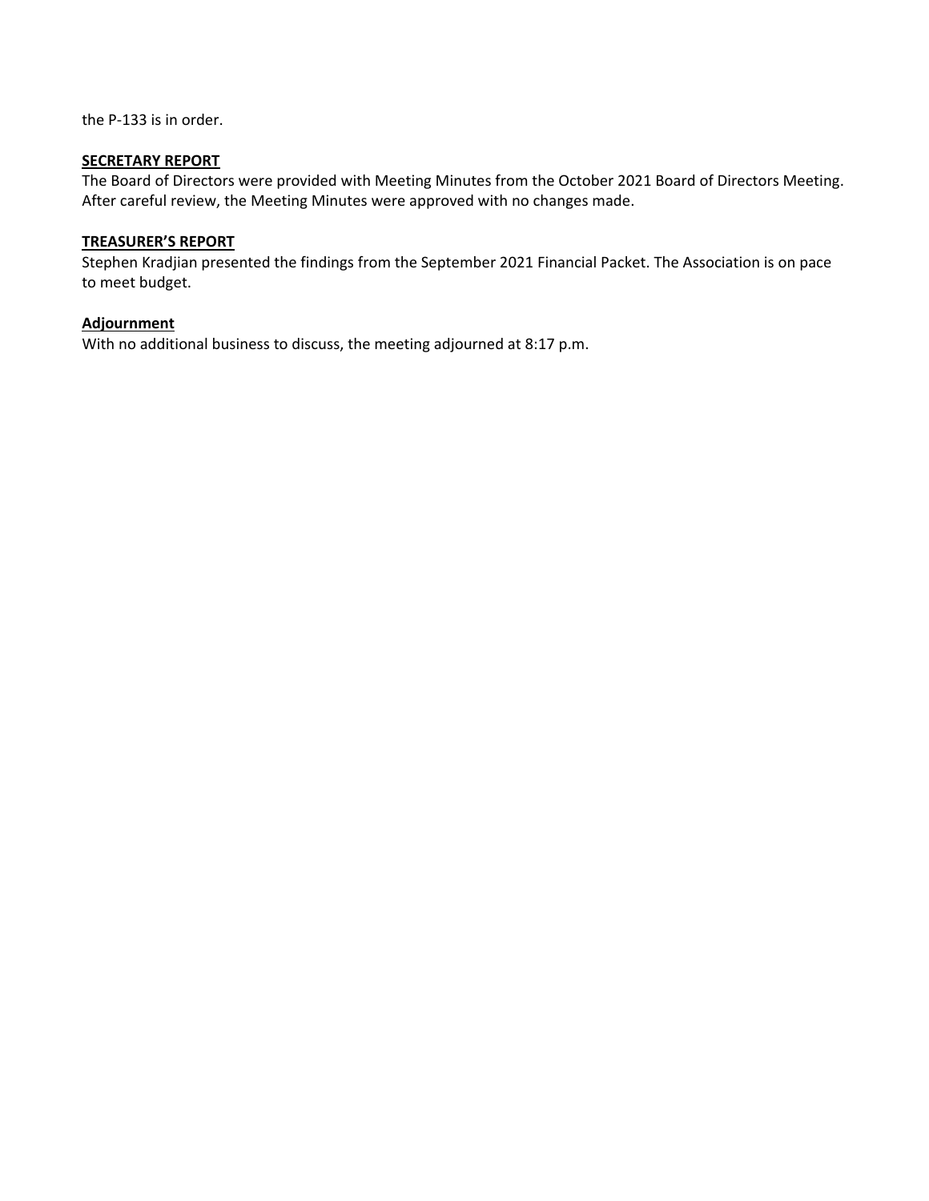the P-133 is in order.

**SECRETARY REPORT**

The Board of Directors were provided with Meeting Minutes from the October 2021 Board of Directors Meeting. After careful review, the Meeting Minutes were approved with no changes made.

**TREASURER'S REPORT**

Stephen Kradjian presented the findings from the September 2021 Financial Packet. The Association is on pace to meet budget.

**Adjournment**

With no additional business to discuss, the meeting adjourned at 8:17 p.m.